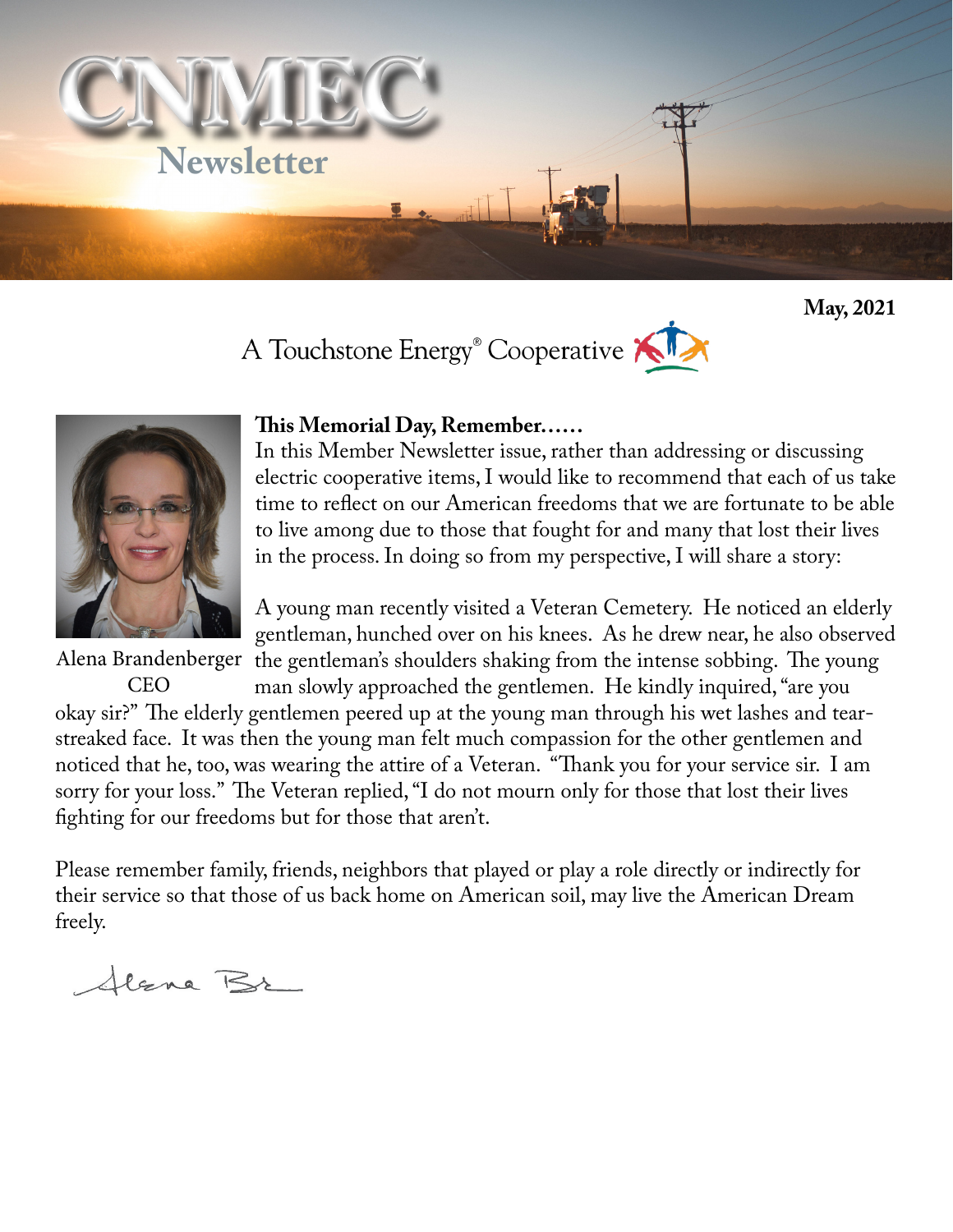# CNMEC

## Newsletter

**May, 2021**

A Touchstone Energy® Cooperative

Alena Brandenberger
CEO

**This Memorial Day, Remember……**

In this Member Newsletter issue, rather than addressing or discussing electric cooperative items, I would like to recommend that each of us take time to reflect on our American freedoms that we are fortunate to be able to live among due to those that fought for and many that lost their lives in the process. In doing so from my perspective, I will share a story:

A young man recently visited a Veteran Cemetery. He noticed an elderly gentleman, hunched over on his knees. As he drew near, he also observed the gentleman's shoulders shaking from the intense sobbing. The young man slowly approached the gentlemen. He kindly inquired, "are you okay sir?" The elderly gentlemen peered up at the young man through his wet lashes and tear-streaked face. It was then the young man felt much compassion for the other gentlemen and noticed that he, too, was wearing the attire of a Veteran. "Thank you for your service sir. I am sorry for your loss." The Veteran replied, "I do not mourn only for those that lost their lives fighting for our freedoms but for those that aren't.

Please remember family, friends, neighbors that played or play a role directly or indirectly for their service so that those of us back home on American soil, may live the American Dream freely.

Alena Br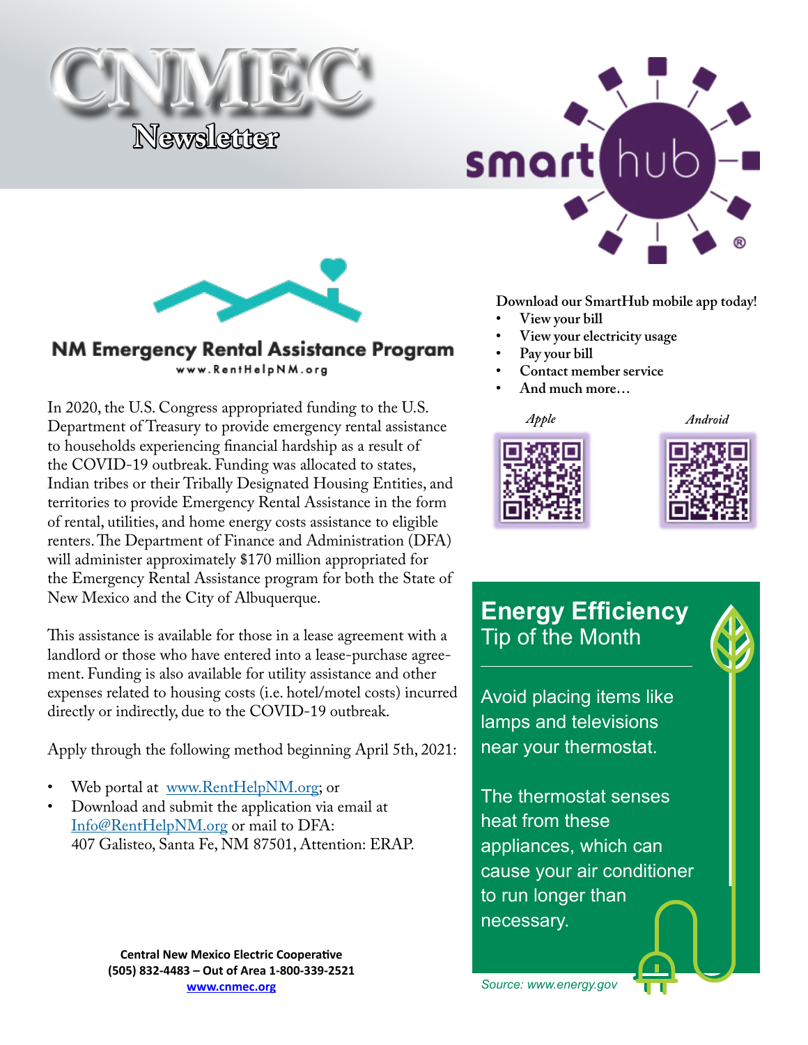# CNMEC Newsletter

## NM Emergency Rental Assistance Program

www.RentHelpNM.org

In 2020, the U.S. Congress appropriated funding to the U.S. Department of Treasury to provide emergency rental assistance to households experiencing financial hardship as a result of the COVID-19 outbreak. Funding was allocated to states, Indian tribes or their Tribally Designated Housing Entities, and territories to provide Emergency Rental Assistance in the form of rental, utilities, and home energy costs assistance to eligible renters. The Department of Finance and Administration (DFA) will administer approximately $170 million appropriated for the Emergency Rental Assistance program for both the State of New Mexico and the City of Albuquerque.

This assistance is available for those in a lease agreement with a landlord or those who have entered into a lease-purchase agreement. Funding is also available for utility assistance and other expenses related to housing costs (i.e. hotel/motel costs) incurred directly or indirectly, due to the COVID-19 outbreak.

Apply through the following method beginning April 5th, 2021:

- Web portal at www.RentHelpNM.org; or
- Download and submit the application via email at Info@RentHelpNM.org or mail to DFA: 407 Galisteo, Santa Fe, NM 87501, Attention: ERAP.

## smart hub

**Download our SmartHub mobile app today!**

- View your bill
- View your electricity usage
- Pay your bill
- Contact member service
- And much more…

*Apple* *Android*

## Energy Efficiency Tip of the Month

Avoid placing items like lamps and televisions near your thermostat.

The thermostat senses heat from these appliances, which can cause your air conditioner to run longer than necessary.

*Source: www.energy.gov*

**Central New Mexico Electric Cooperative**
**(505) 832-4483 – Out of Area 1-800-339-2521**
**www.cnmec.org**